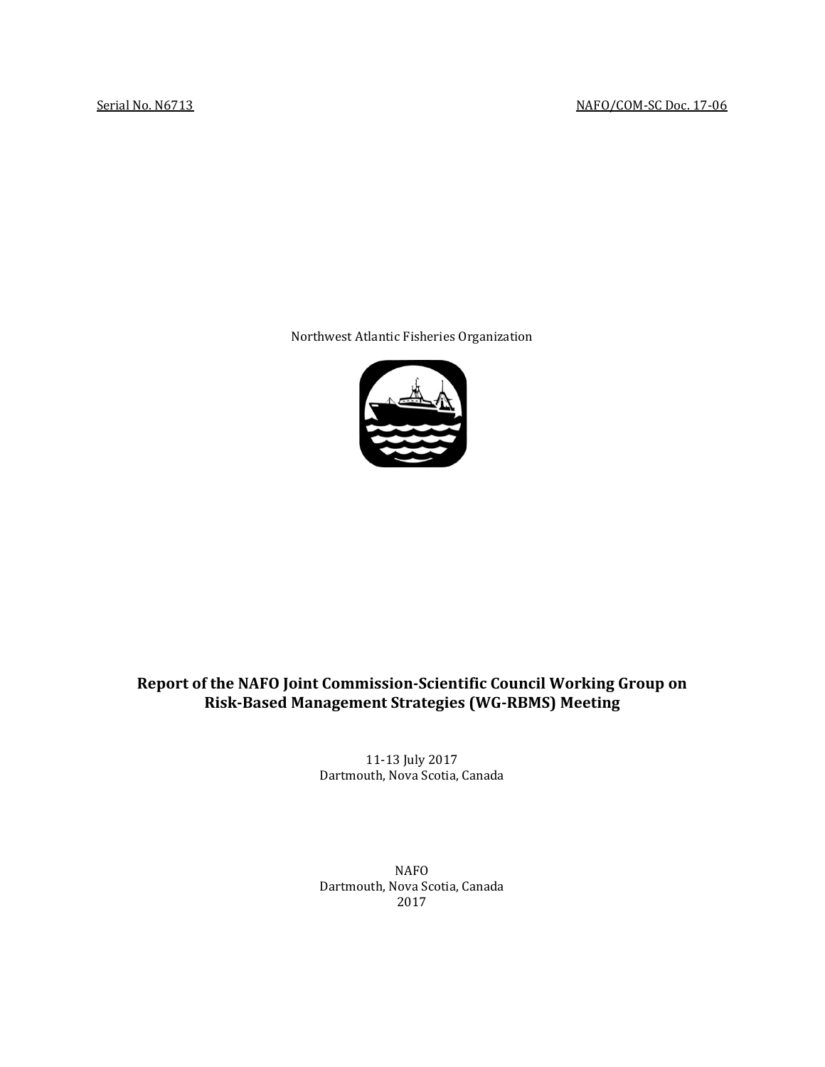Serial No. N6713 NAFO/COM-SC Doc. 17-06

Northwest Atlantic Fisheries Organization

**Report of the NAFO Joint Commission-Scientific Council Working Group on Risk-Based Management Strategies (WG-RBMS) Meeting**

11-13 July 2017
Dartmouth, Nova Scotia, Canada

NAFO
Dartmouth, Nova Scotia, Canada
2017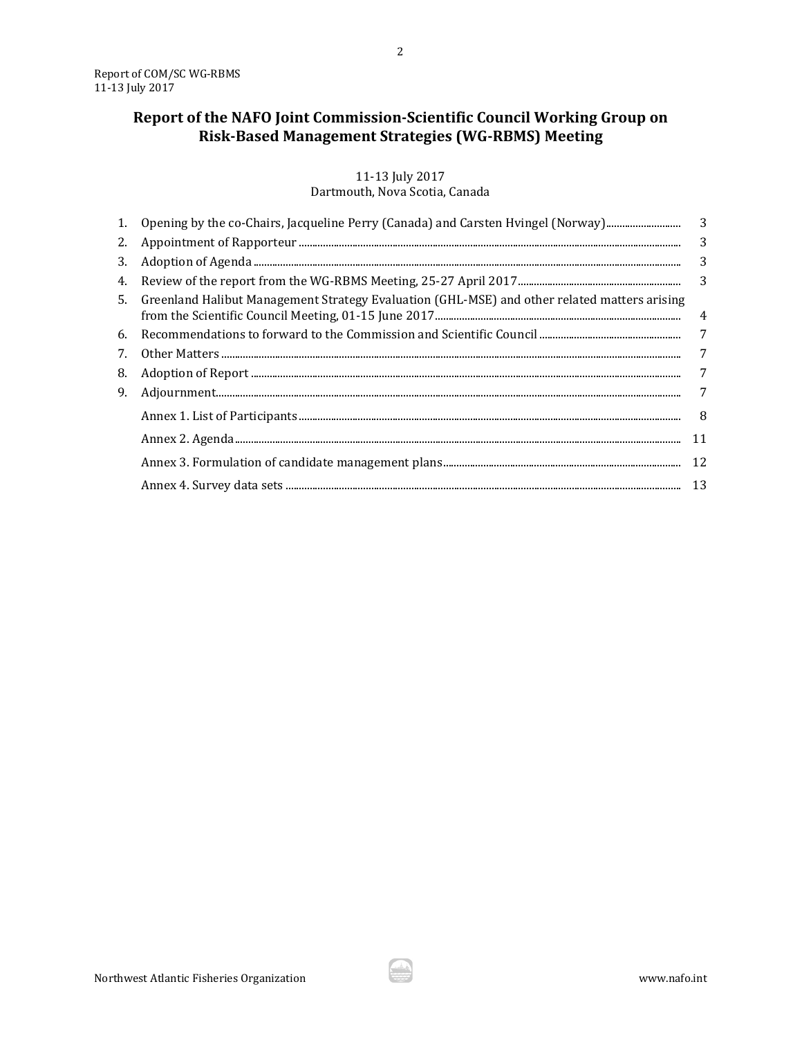# Report of the NAFO Joint Commission-Scientific Council Working Group on Risk-Based Management Strategies (WG-RBMS) Meeting

11-13 July 2017
Dartmouth, Nova Scotia, Canada

1. Opening by the co-Chairs, Jacqueline Perry (Canada) and Carsten Hvingel (Norway) ..... 3
2. Appointment of Rapporteur ..... 3
3. Adoption of Agenda ..... 3
4. Review of the report from the WG-RBMS Meeting, 25-27 April 2017 ..... 3
5. Greenland Halibut Management Strategy Evaluation (GHL-MSE) and other related matters arising from the Scientific Council Meeting, 01-15 June 2017 ..... 4
6. Recommendations to forward to the Commission and Scientific Council ..... 7
7. Other Matters ..... 7
8. Adoption of Report ..... 7
9. Adjournment ..... 7

Annex 1. List of Participants ..... 8

Annex 2. Agenda ..... 11

Annex 3. Formulation of candidate management plans ..... 12

Annex 4. Survey data sets ..... 13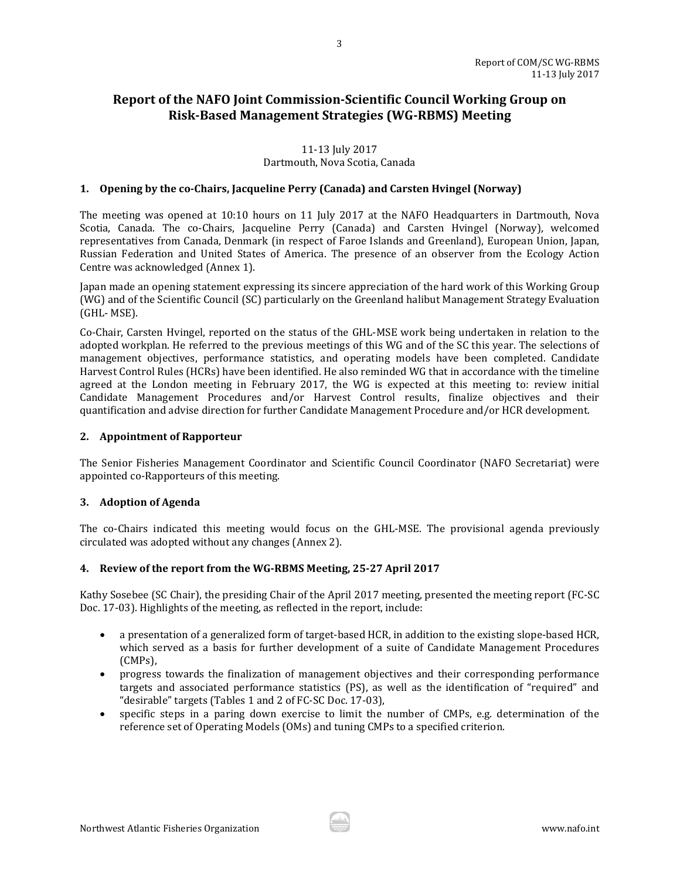# Report of the NAFO Joint Commission-Scientific Council Working Group on Risk-Based Management Strategies (WG-RBMS) Meeting

11-13 July 2017
Dartmouth, Nova Scotia, Canada

## 1. Opening by the co-Chairs, Jacqueline Perry (Canada) and Carsten Hvingel (Norway)

The meeting was opened at 10:10 hours on 11 July 2017 at the NAFO Headquarters in Dartmouth, Nova Scotia, Canada. The co-Chairs, Jacqueline Perry (Canada) and Carsten Hvingel (Norway), welcomed representatives from Canada, Denmark (in respect of Faroe Islands and Greenland), European Union, Japan, Russian Federation and United States of America. The presence of an observer from the Ecology Action Centre was acknowledged (Annex 1).

Japan made an opening statement expressing its sincere appreciation of the hard work of this Working Group (WG) and of the Scientific Council (SC) particularly on the Greenland halibut Management Strategy Evaluation (GHL- MSE).

Co-Chair, Carsten Hvingel, reported on the status of the GHL-MSE work being undertaken in relation to the adopted workplan. He referred to the previous meetings of this WG and of the SC this year. The selections of management objectives, performance statistics, and operating models have been completed. Candidate Harvest Control Rules (HCRs) have been identified. He also reminded WG that in accordance with the timeline agreed at the London meeting in February 2017, the WG is expected at this meeting to: review initial Candidate Management Procedures and/or Harvest Control results, finalize objectives and their quantification and advise direction for further Candidate Management Procedure and/or HCR development.

## 2. Appointment of Rapporteur

The Senior Fisheries Management Coordinator and Scientific Council Coordinator (NAFO Secretariat) were appointed co-Rapporteurs of this meeting.

## 3. Adoption of Agenda

The co-Chairs indicated this meeting would focus on the GHL-MSE. The provisional agenda previously circulated was adopted without any changes (Annex 2).

## 4. Review of the report from the WG-RBMS Meeting, 25-27 April 2017

Kathy Sosebee (SC Chair), the presiding Chair of the April 2017 meeting, presented the meeting report (FC-SC Doc. 17-03). Highlights of the meeting, as reflected in the report, include:

- a presentation of a generalized form of target-based HCR, in addition to the existing slope-based HCR, which served as a basis for further development of a suite of Candidate Management Procedures (CMPs),
- progress towards the finalization of management objectives and their corresponding performance targets and associated performance statistics (PS), as well as the identification of "required" and "desirable" targets (Tables 1 and 2 of FC-SC Doc. 17-03),
- specific steps in a paring down exercise to limit the number of CMPs, e.g. determination of the reference set of Operating Models (OMs) and tuning CMPs to a specified criterion.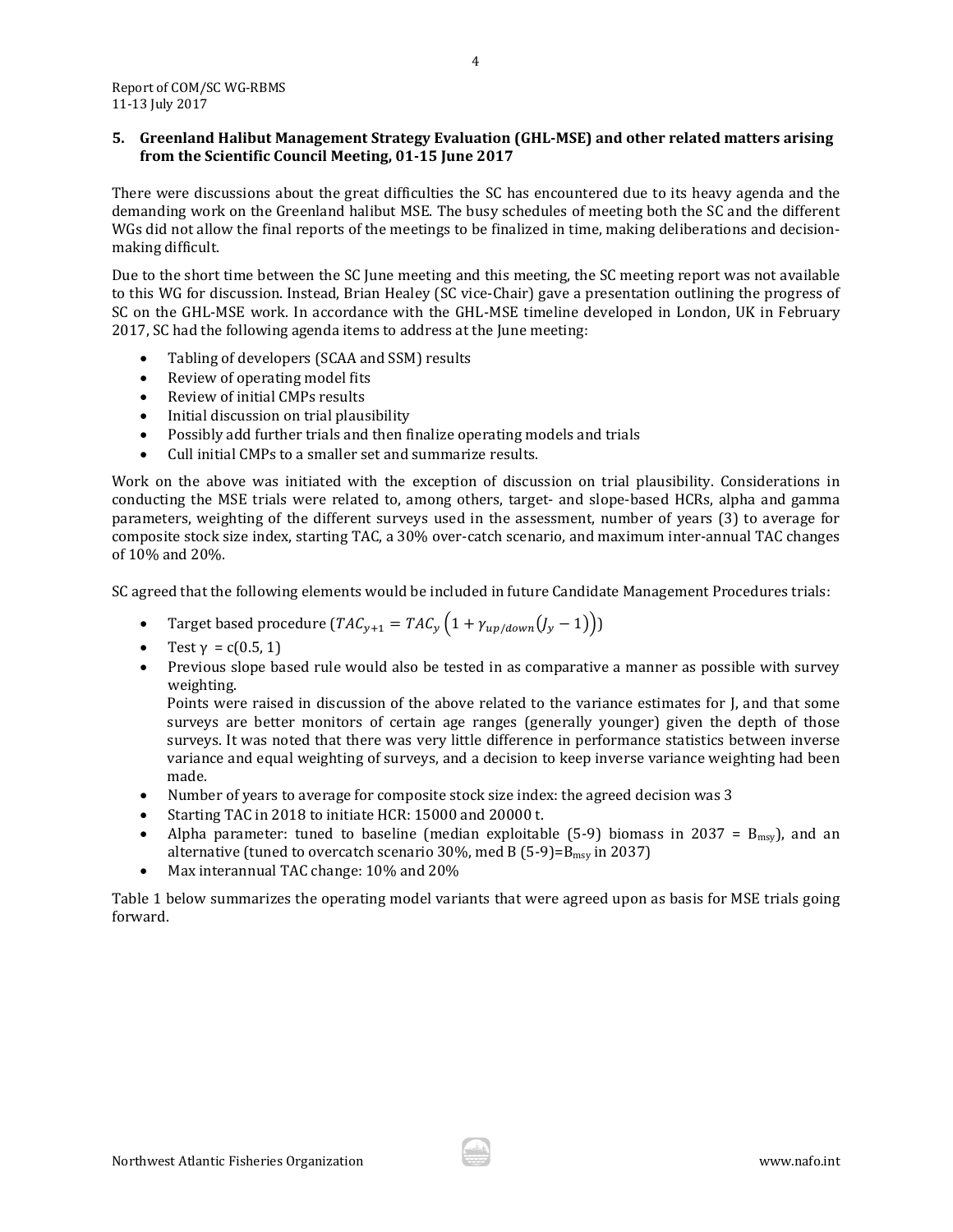## 5. Greenland Halibut Management Strategy Evaluation (GHL-MSE) and other related matters arising from the Scientific Council Meeting, 01-15 June 2017

There were discussions about the great difficulties the SC has encountered due to its heavy agenda and the demanding work on the Greenland halibut MSE. The busy schedules of meeting both the SC and the different WGs did not allow the final reports of the meetings to be finalized in time, making deliberations and decision-making difficult.

Due to the short time between the SC June meeting and this meeting, the SC meeting report was not available to this WG for discussion. Instead, Brian Healey (SC vice-Chair) gave a presentation outlining the progress of SC on the GHL-MSE work. In accordance with the GHL-MSE timeline developed in London, UK in February 2017, SC had the following agenda items to address at the June meeting:

- Tabling of developers (SCAA and SSM) results
- Review of operating model fits
- Review of initial CMPs results
- Initial discussion on trial plausibility
- Possibly add further trials and then finalize operating models and trials
- Cull initial CMPs to a smaller set and summarize results.

Work on the above was initiated with the exception of discussion on trial plausibility. Considerations in conducting the MSE trials were related to, among others, target- and slope-based HCRs, alpha and gamma parameters, weighting of the different surveys used in the assessment, number of years (3) to average for composite stock size index, starting TAC, a 30% over-catch scenario, and maximum inter-annual TAC changes of 10% and 20%.

SC agreed that the following elements would be included in future Candidate Management Procedures trials:

- Target based procedure ($TAC_{y+1} = TAC_y\left(1 + \gamma_{up/down}(J_y - 1)\right)$)
- Test $\gamma$ = c(0.5, 1)
- Previous slope based rule would also be tested in as comparative a manner as possible with survey weighting.
  Points were raised in discussion of the above related to the variance estimates for J, and that some surveys are better monitors of certain age ranges (generally younger) given the depth of those surveys. It was noted that there was very little difference in performance statistics between inverse variance and equal weighting of surveys, and a decision to keep inverse variance weighting had been made.
- Number of years to average for composite stock size index: the agreed decision was 3
- Starting TAC in 2018 to initiate HCR: 15000 and 20000 t.
- Alpha parameter: tuned to baseline (median exploitable (5-9) biomass in 2037 = $B_{msy}$), and an alternative (tuned to overcatch scenario 30%, med B (5-9)=$B_{msy}$ in 2037)
- Max interannual TAC change: 10% and 20%

Table 1 below summarizes the operating model variants that were agreed upon as basis for MSE trials going forward.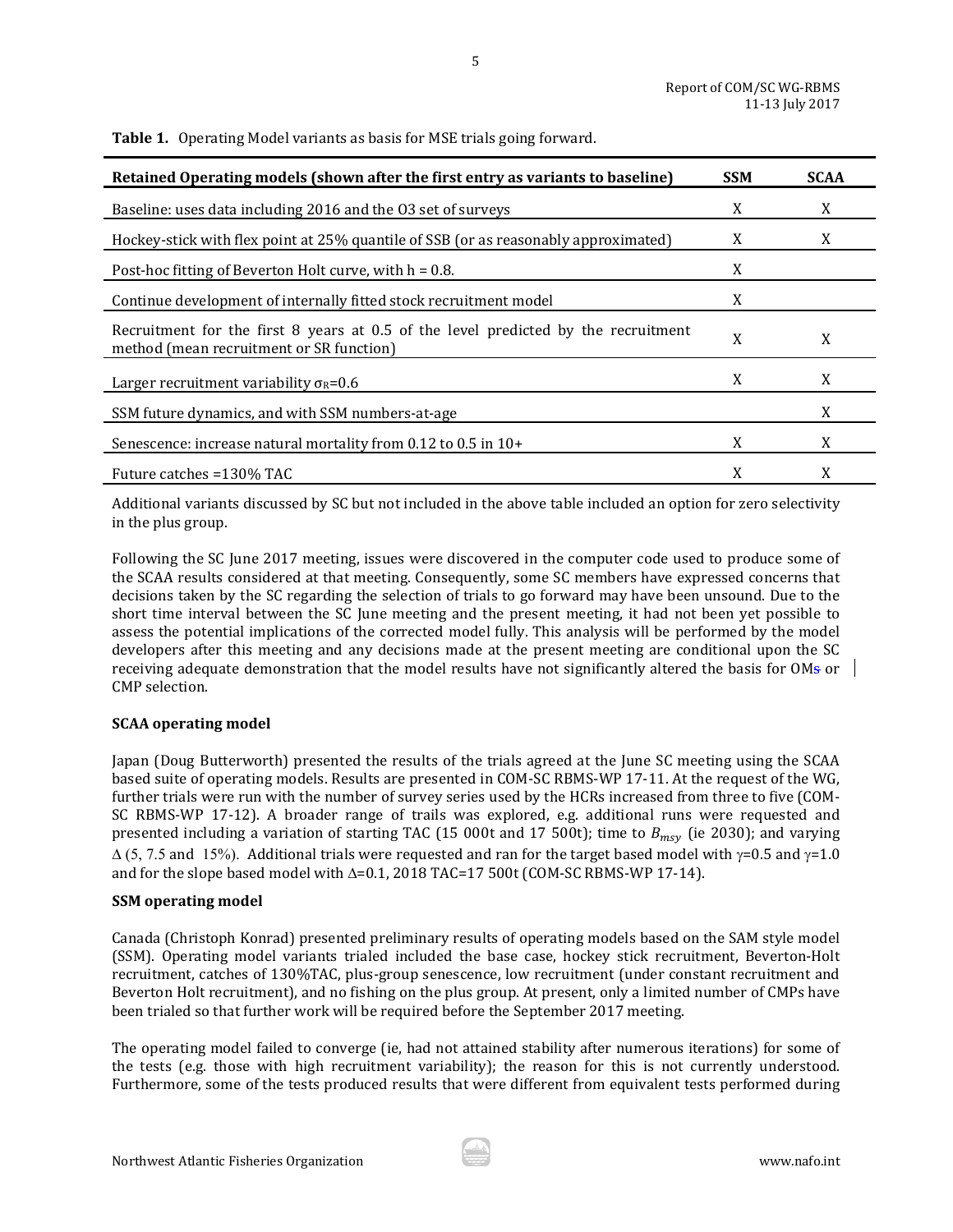**Table 1.** Operating Model variants as basis for MSE trials going forward.

| Retained Operating models (shown after the first entry as variants to baseline) | SSM | SCAA |
|---|---|---|
| Baseline: uses data including 2016 and the O3 set of surveys | X | X |
| Hockey-stick with flex point at 25% quantile of SSB (or as reasonably approximated) | X | X |
| Post-hoc fitting of Beverton Holt curve, with h = 0.8. | X | |
| Continue development of internally fitted stock recruitment model | X | |
| Recruitment for the first 8 years at 0.5 of the level predicted by the recruitment method (mean recruitment or SR function) | X | X |
| Larger recruitment variability $\sigma_R$=0.6 | X | X |
| SSM future dynamics, and with SSM numbers-at-age | | X |
| Senescence: increase natural mortality from 0.12 to 0.5 in 10+ | X | X |
| Future catches =130% TAC | X | X |

Additional variants discussed by SC but not included in the above table included an option for zero selectivity in the plus group.

Following the SC June 2017 meeting, issues were discovered in the computer code used to produce some of the SCAA results considered at that meeting. Consequently, some SC members have expressed concerns that decisions taken by the SC regarding the selection of trials to go forward may have been unsound. Due to the short time interval between the SC June meeting and the present meeting, it had not been yet possible to assess the potential implications of the corrected model fully. This analysis will be performed by the model developers after this meeting and any decisions made at the present meeting are conditional upon the SC receiving adequate demonstration that the model results have not significantly altered the basis for OMs or CMP selection.

**SCAA operating model**

Japan (Doug Butterworth) presented the results of the trials agreed at the June SC meeting using the SCAA based suite of operating models. Results are presented in COM-SC RBMS-WP 17-11. At the request of the WG, further trials were run with the number of survey series used by the HCRs increased from three to five (COM-SC RBMS-WP 17-12). A broader range of trails was explored, e.g. additional runs were requested and presented including a variation of starting TAC (15 000t and 17 500t); time to $B_{msy}$ (ie 2030); and varying $\Delta$ (5, 7.5 and 15%). Additional trials were requested and ran for the target based model with $\gamma$=0.5 and $\gamma$=1.0 and for the slope based model with $\Delta$=0.1, 2018 TAC=17 500t (COM-SC RBMS-WP 17-14).

**SSM operating model**

Canada (Christoph Konrad) presented preliminary results of operating models based on the SAM style model (SSM). Operating model variants trialed included the base case, hockey stick recruitment, Beverton-Holt recruitment, catches of 130%TAC, plus-group senescence, low recruitment (under constant recruitment and Beverton Holt recruitment), and no fishing on the plus group. At present, only a limited number of CMPs have been trialed so that further work will be required before the September 2017 meeting.

The operating model failed to converge (ie, had not attained stability after numerous iterations) for some of the tests (e.g. those with high recruitment variability); the reason for this is not currently understood. Furthermore, some of the tests produced results that were different from equivalent tests performed during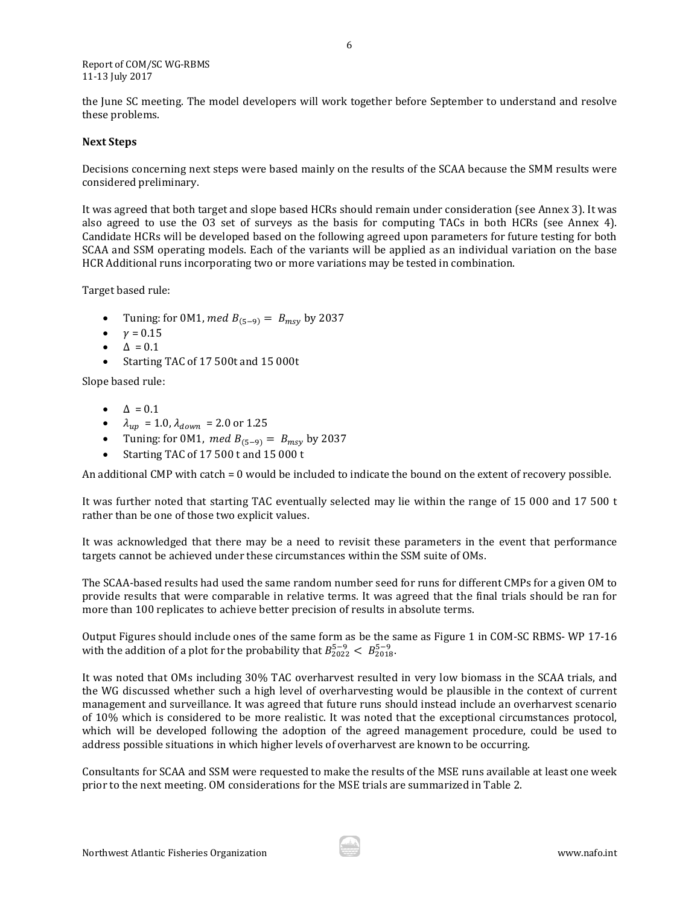the June SC meeting. The model developers will work together before September to understand and resolve these problems.

**Next Steps**

Decisions concerning next steps were based mainly on the results of the SCAA because the SMM results were considered preliminary.

It was agreed that both target and slope based HCRs should remain under consideration (see Annex 3). It was also agreed to use the O3 set of surveys as the basis for computing TACs in both HCRs (see Annex 4). Candidate HCRs will be developed based on the following agreed upon parameters for future testing for both SCAA and SSM operating models. Each of the variants will be applied as an individual variation on the base HCR Additional runs incorporating two or more variations may be tested in combination.

Target based rule:

- Tuning: for 0M1, $med\ B_{(5-9)} = B_{msy}$ by 2037
- $\gamma = 0.15$
- $\Delta = 0.1$
- Starting TAC of 17 500t and 15 000t

Slope based rule:

- $\Delta = 0.1$
- $\lambda_{up} = 1.0$, $\lambda_{down} = 2.0$ or 1.25
- Tuning: for 0M1, $med\ B_{(5-9)} = B_{msy}$ by 2037
- Starting TAC of 17 500 t and 15 000 t

An additional CMP with catch = 0 would be included to indicate the bound on the extent of recovery possible.

It was further noted that starting TAC eventually selected may lie within the range of 15 000 and 17 500 t rather than be one of those two explicit values.

It was acknowledged that there may be a need to revisit these parameters in the event that performance targets cannot be achieved under these circumstances within the SSM suite of OMs.

The SCAA-based results had used the same random number seed for runs for different CMPs for a given OM to provide results that were comparable in relative terms. It was agreed that the final trials should be ran for more than 100 replicates to achieve better precision of results in absolute terms.

Output Figures should include ones of the same form as be the same as Figure 1 in COM-SC RBMS- WP 17-16 with the addition of a plot for the probability that $B_{2022}^{5-9} < B_{2018}^{5-9}$.

It was noted that OMs including 30% TAC overharvest resulted in very low biomass in the SCAA trials, and the WG discussed whether such a high level of overharvesting would be plausible in the context of current management and surveillance. It was agreed that future runs should instead include an overharvest scenario of 10% which is considered to be more realistic. It was noted that the exceptional circumstances protocol, which will be developed following the adoption of the agreed management procedure, could be used to address possible situations in which higher levels of overharvest are known to be occurring.

Consultants for SCAA and SSM were requested to make the results of the MSE runs available at least one week prior to the next meeting. OM considerations for the MSE trials are summarized in Table 2.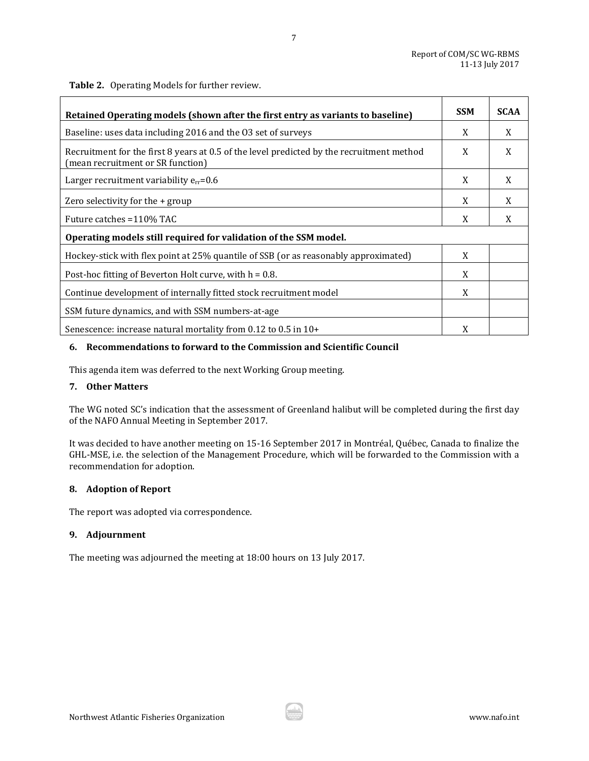**Table 2.** Operating Models for further review.

| Retained Operating models (shown after the first entry as variants to baseline) | SSM | SCAA |
|---|---|---|
| Baseline: uses data including 2016 and the O3 set of surveys | X | X |
| Recruitment for the first 8 years at 0.5 of the level predicted by the recruitment method (mean recruitment or SR function) | X | X |
| Larger recruitment variability $e_{rr}$=0.6 | X | X |
| Zero selectivity for the + group | X | X |
| Future catches =110% TAC | X | X |
| **Operating models still required for validation of the SSM model.** | | |
| Hockey-stick with flex point at 25% quantile of SSB (or as reasonably approximated) | X | |
| Post-hoc fitting of Beverton Holt curve, with h = 0.8. | X | |
| Continue development of internally fitted stock recruitment model | X | |
| SSM future dynamics, and with SSM numbers-at-age | | |
| Senescence: increase natural mortality from 0.12 to 0.5 in 10+ | X | |

## 6. Recommendations to forward to the Commission and Scientific Council

This agenda item was deferred to the next Working Group meeting.

## 7. Other Matters

The WG noted SC's indication that the assessment of Greenland halibut will be completed during the first day of the NAFO Annual Meeting in September 2017.

It was decided to have another meeting on 15-16 September 2017 in Montréal, Québec, Canada to finalize the GHL-MSE, i.e. the selection of the Management Procedure, which will be forwarded to the Commission with a recommendation for adoption.

## 8. Adoption of Report

The report was adopted via correspondence.

## 9. Adjournment

The meeting was adjourned the meeting at 18:00 hours on 13 July 2017.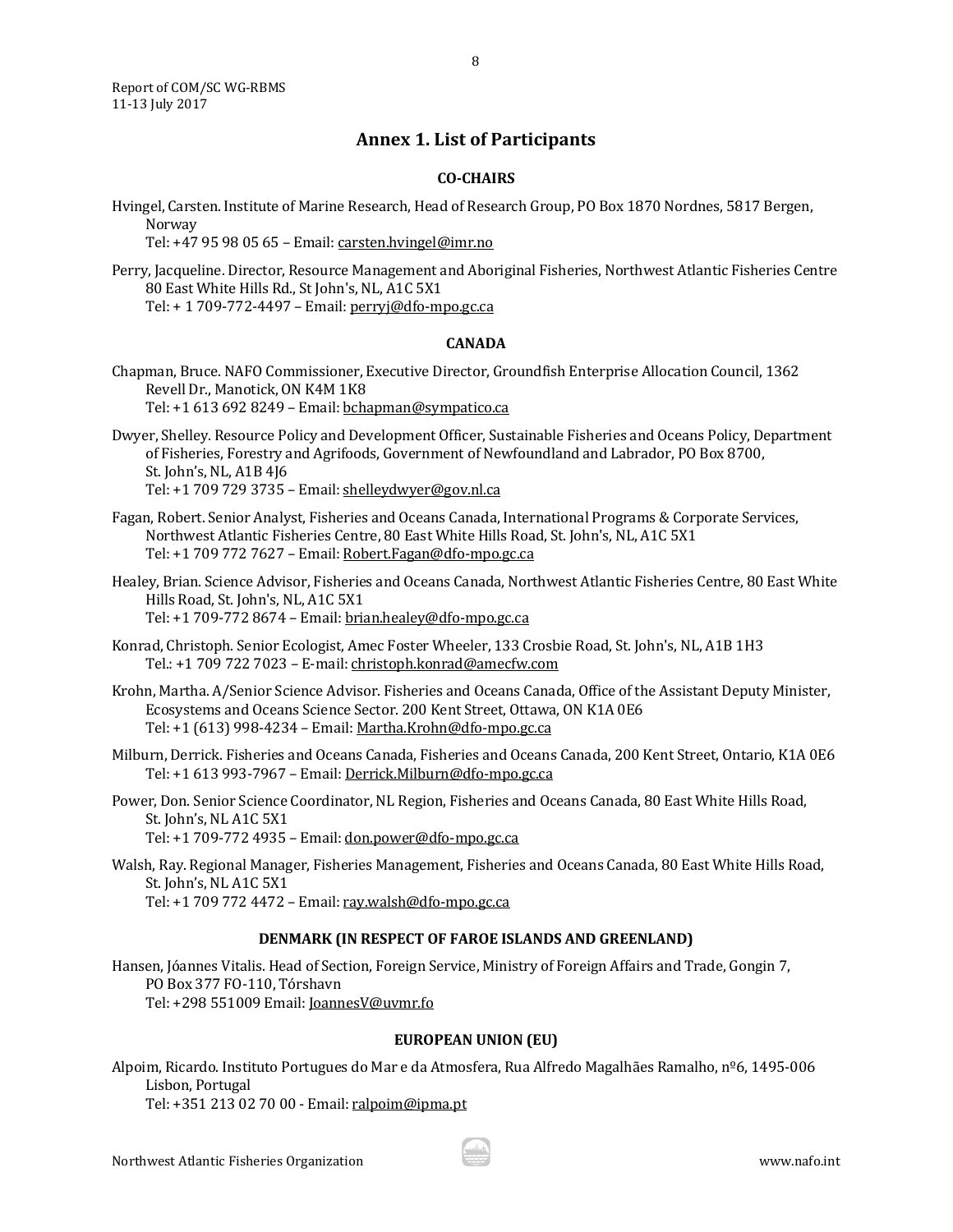Report of COM/SC WG-RBMS
11-13 July 2017

## Annex 1. List of Participants

### CO-CHAIRS

Hvingel, Carsten. Institute of Marine Research, Head of Research Group, PO Box 1870 Nordnes, 5817 Bergen, Norway
Tel: +47 95 98 05 65 – Email: carsten.hvingel@imr.no

Perry, Jacqueline. Director, Resource Management and Aboriginal Fisheries, Northwest Atlantic Fisheries Centre 80 East White Hills Rd., St John's, NL, A1C 5X1
Tel: + 1 709-772-4497 – Email: perryj@dfo-mpo.gc.ca

### CANADA

Chapman, Bruce. NAFO Commissioner, Executive Director, Groundfish Enterprise Allocation Council, 1362 Revell Dr., Manotick, ON K4M 1K8
Tel: +1 613 692 8249 – Email: bchapman@sympatico.ca

Dwyer, Shelley. Resource Policy and Development Officer, Sustainable Fisheries and Oceans Policy, Department of Fisheries, Forestry and Agrifoods, Government of Newfoundland and Labrador, PO Box 8700, St. John's, NL, A1B 4J6
Tel: +1 709 729 3735 – Email: shelleydwyer@gov.nl.ca

Fagan, Robert. Senior Analyst, Fisheries and Oceans Canada, International Programs & Corporate Services, Northwest Atlantic Fisheries Centre, 80 East White Hills Road, St. John's, NL, A1C 5X1
Tel: +1 709 772 7627 – Email: Robert.Fagan@dfo-mpo.gc.ca

Healey, Brian. Science Advisor, Fisheries and Oceans Canada, Northwest Atlantic Fisheries Centre, 80 East White Hills Road, St. John's, NL, A1C 5X1
Tel: +1 709-772 8674 – Email: brian.healey@dfo-mpo.gc.ca

Konrad, Christoph. Senior Ecologist, Amec Foster Wheeler, 133 Crosbie Road, St. John's, NL, A1B 1H3
Tel.: +1 709 722 7023 – E-mail: christoph.konrad@amecfw.com

Krohn, Martha. A/Senior Science Advisor. Fisheries and Oceans Canada, Office of the Assistant Deputy Minister, Ecosystems and Oceans Science Sector. 200 Kent Street, Ottawa, ON K1A 0E6
Tel: +1 (613) 998-4234 – Email: Martha.Krohn@dfo-mpo.gc.ca

Milburn, Derrick. Fisheries and Oceans Canada, Fisheries and Oceans Canada, 200 Kent Street, Ontario, K1A 0E6
Tel: +1 613 993-7967 – Email: Derrick.Milburn@dfo-mpo.gc.ca

Power, Don. Senior Science Coordinator, NL Region, Fisheries and Oceans Canada, 80 East White Hills Road, St. John's, NL A1C 5X1
Tel: +1 709-772 4935 – Email: don.power@dfo-mpo.gc.ca

Walsh, Ray. Regional Manager, Fisheries Management, Fisheries and Oceans Canada, 80 East White Hills Road, St. John's, NL A1C 5X1
Tel: +1 709 772 4472 – Email: ray.walsh@dfo-mpo.gc.ca

### DENMARK (IN RESPECT OF FAROE ISLANDS AND GREENLAND)

Hansen, Jóannes Vitalis. Head of Section, Foreign Service, Ministry of Foreign Affairs and Trade, Gongin 7, PO Box 377 FO-110, Tórshavn
Tel: +298 551009 Email: JoannesV@uvmr.fo

### EUROPEAN UNION (EU)

Alpoim, Ricardo. Instituto Portugues do Mar e da Atmosfera, Rua Alfredo Magalhães Ramalho, nº6, 1495-006 Lisbon, Portugal
Tel: +351 213 02 70 00 - Email: ralpoim@ipma.pt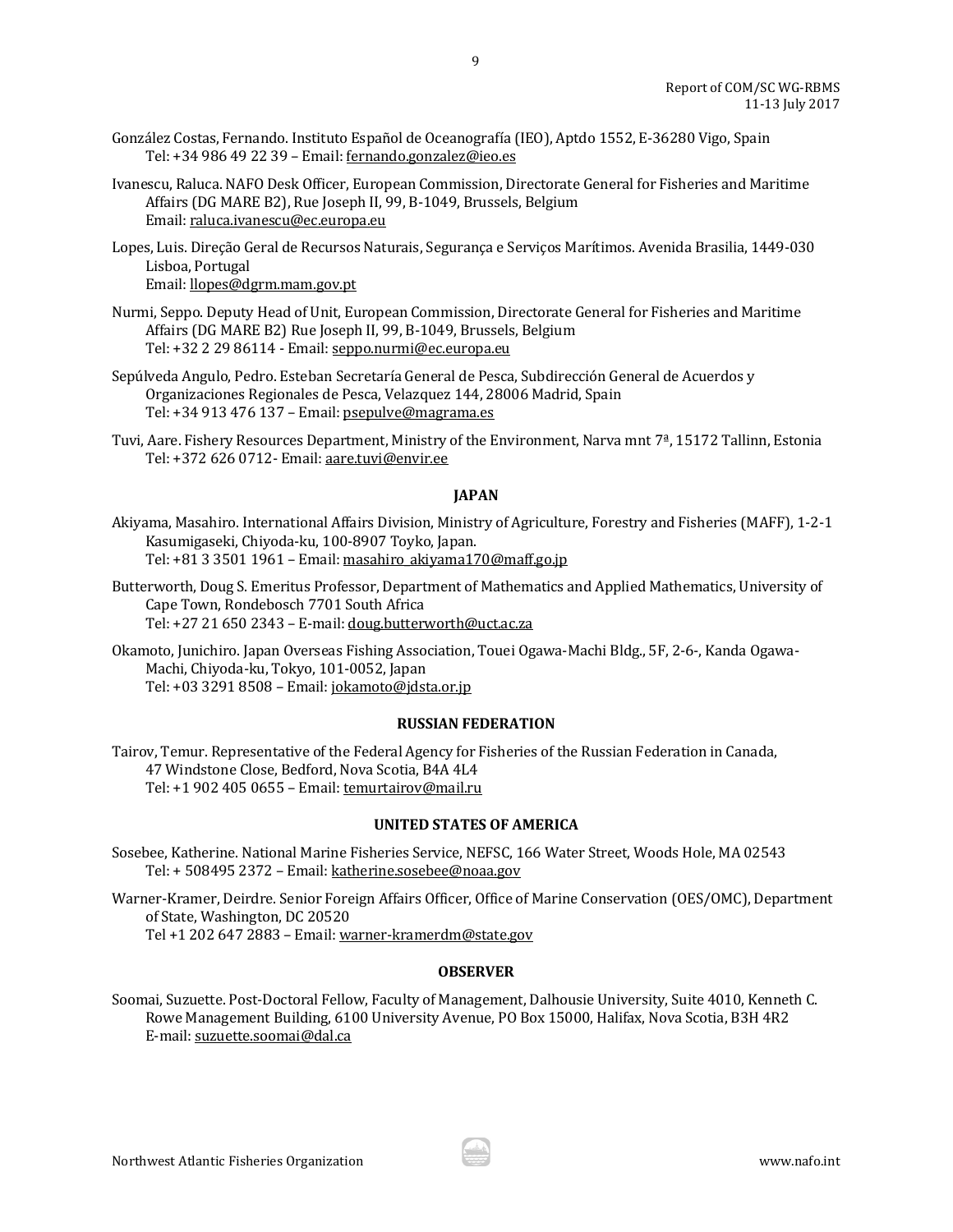González Costas, Fernando. Instituto Español de Oceanografía (IEO), Aptdo 1552, E-36280 Vigo, Spain
Tel: +34 986 49 22 39 – Email: fernando.gonzalez@ieo.es

Ivanescu, Raluca. NAFO Desk Officer, European Commission, Directorate General for Fisheries and Maritime Affairs (DG MARE B2), Rue Joseph II, 99, B-1049, Brussels, Belgium
Email: raluca.ivanescu@ec.europa.eu

Lopes, Luis. Direção Geral de Recursos Naturais, Segurança e Serviços Marítimos. Avenida Brasilia, 1449-030 Lisboa, Portugal
Email: llopes@dgrm.mam.gov.pt

Nurmi, Seppo. Deputy Head of Unit, European Commission, Directorate General for Fisheries and Maritime Affairs (DG MARE B2) Rue Joseph II, 99, B-1049, Brussels, Belgium
Tel: +32 2 29 86114 - Email: seppo.nurmi@ec.europa.eu

Sepúlveda Angulo, Pedro. Esteban Secretaría General de Pesca, Subdirección General de Acuerdos y Organizaciones Regionales de Pesca, Velazquez 144, 28006 Madrid, Spain
Tel: +34 913 476 137 – Email: psepulve@magrama.es

Tuvi, Aare. Fishery Resources Department, Ministry of the Environment, Narva mnt 7ª, 15172 Tallinn, Estonia
Tel: +372 626 0712- Email: aare.tuvi@envir.ee

**JAPAN**

Akiyama, Masahiro. International Affairs Division, Ministry of Agriculture, Forestry and Fisheries (MAFF), 1-2-1 Kasumigaseki, Chiyoda-ku, 100-8907 Toyko, Japan.
Tel: +81 3 3501 1961 – Email: masahiro_akiyama170@maff.go.jp

Butterworth, Doug S. Emeritus Professor, Department of Mathematics and Applied Mathematics, University of Cape Town, Rondebosch 7701 South Africa
Tel: +27 21 650 2343 – E-mail: doug.butterworth@uct.ac.za

Okamoto, Junichiro. Japan Overseas Fishing Association, Touei Ogawa-Machi Bldg., 5F, 2-6-, Kanda Ogawa-Machi, Chiyoda-ku, Tokyo, 101-0052, Japan
Tel: +03 3291 8508 – Email: jokamoto@jdsta.or.jp

**RUSSIAN FEDERATION**

Tairov, Temur. Representative of the Federal Agency for Fisheries of the Russian Federation in Canada, 47 Windstone Close, Bedford, Nova Scotia, B4A 4L4
Tel: +1 902 405 0655 – Email: temurtairov@mail.ru

**UNITED STATES OF AMERICA**

Sosebee, Katherine. National Marine Fisheries Service, NEFSC, 166 Water Street, Woods Hole, MA 02543
Tel: + 508495 2372 – Email: katherine.sosebee@noaa.gov

Warner-Kramer, Deirdre. Senior Foreign Affairs Officer, Office of Marine Conservation (OES/OMC), Department of State, Washington, DC 20520
Tel +1 202 647 2883 – Email: warner-kramerdm@state.gov

**OBSERVER**

Soomai, Suzuette. Post-Doctoral Fellow, Faculty of Management, Dalhousie University, Suite 4010, Kenneth C. Rowe Management Building, 6100 University Avenue, PO Box 15000, Halifax, Nova Scotia, B3H 4R2
E-mail: suzuette.soomai@dal.ca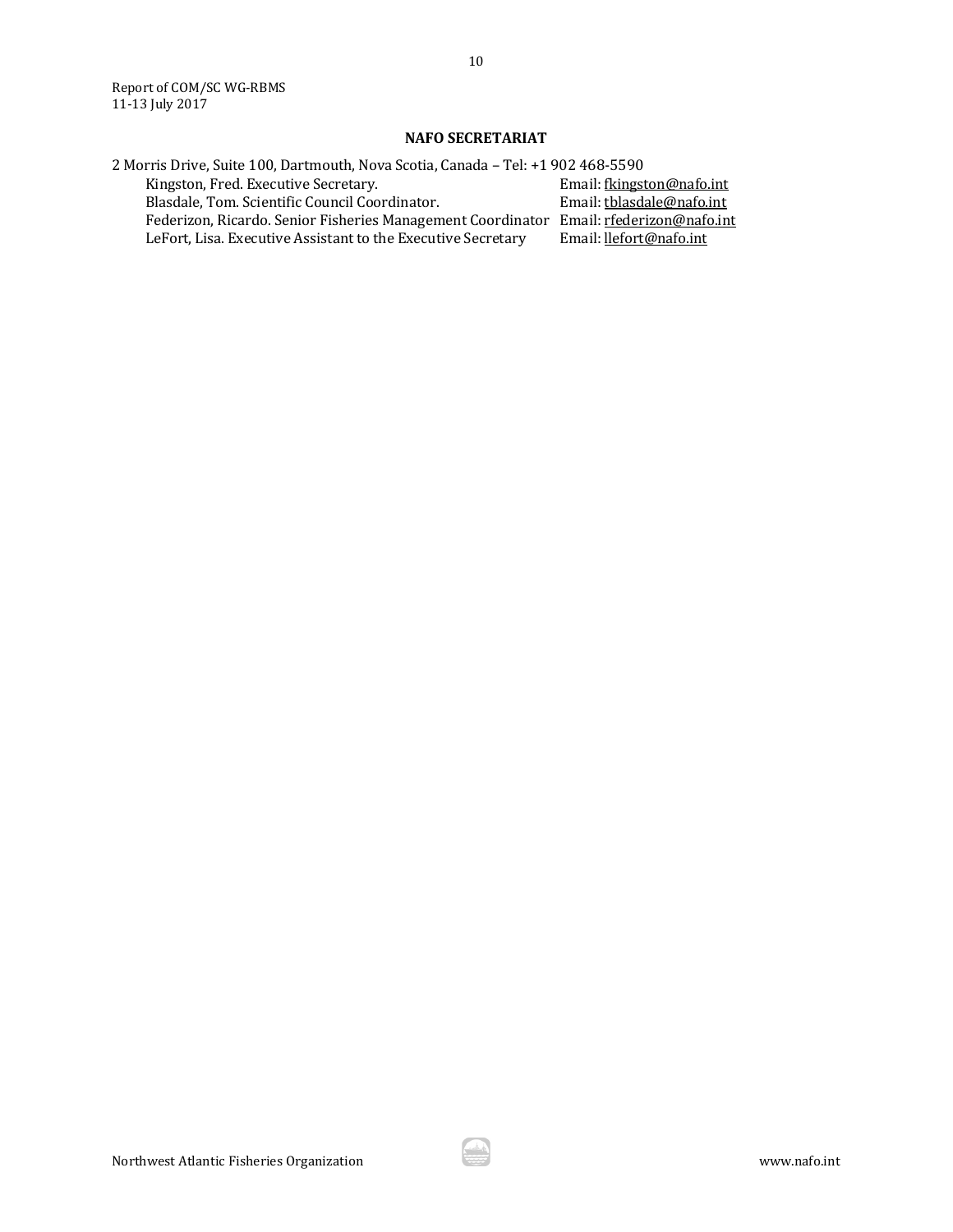## NAFO SECRETARIAT

2 Morris Drive, Suite 100, Dartmouth, Nova Scotia, Canada – Tel: +1 902 468-5590

Kingston, Fred. Executive Secretary. Email: fkingston@nafo.int
Blasdale, Tom. Scientific Council Coordinator. Email: tblasdale@nafo.int
Federizon, Ricardo. Senior Fisheries Management Coordinator Email: rfederizon@nafo.int
LeFort, Lisa. Executive Assistant to the Executive Secretary Email: llefort@nafo.int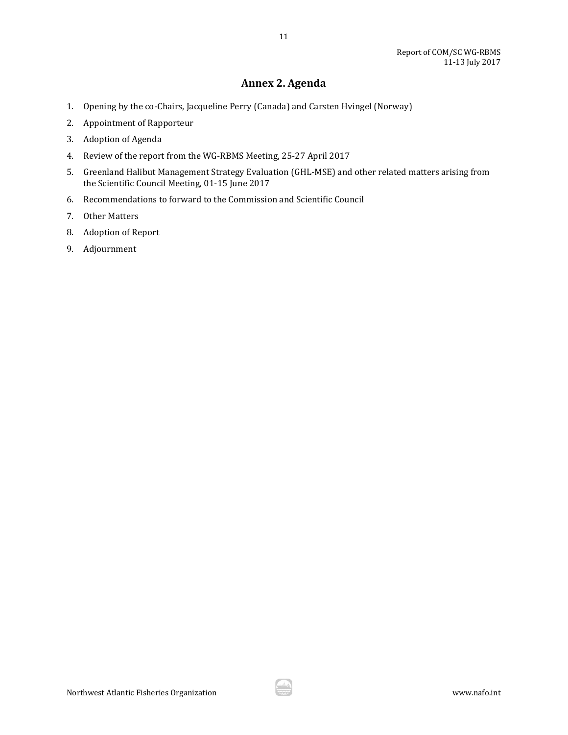# Annex 2. Agenda

1. Opening by the co-Chairs, Jacqueline Perry (Canada) and Carsten Hvingel (Norway)
2. Appointment of Rapporteur
3. Adoption of Agenda
4. Review of the report from the WG-RBMS Meeting, 25-27 April 2017
5. Greenland Halibut Management Strategy Evaluation (GHL-MSE) and other related matters arising from the Scientific Council Meeting, 01-15 June 2017
6. Recommendations to forward to the Commission and Scientific Council
7. Other Matters
8. Adoption of Report
9. Adjournment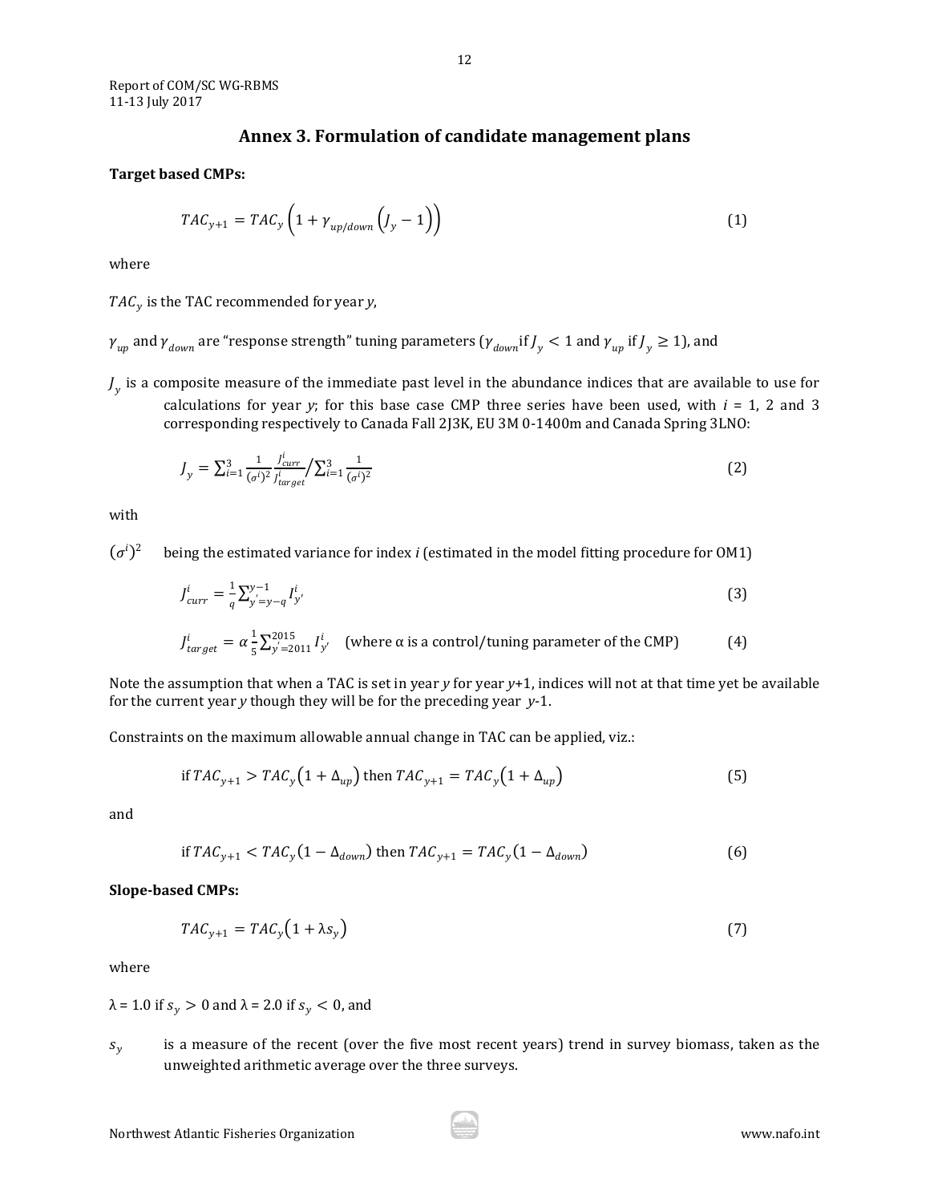## Annex 3. Formulation of candidate management plans

**Target based CMPs:**

$$TAC_{y+1} = TAC_y \left(1 + \gamma_{up/down}\left(J_y - 1\right)\right) \tag{1}$$

where

$TAC_y$ is the TAC recommended for year *y*,

$\gamma_{up}$ and $\gamma_{down}$ are "response strength" tuning parameters ($\gamma_{down}$ if $J_y < 1$ and $\gamma_{up}$ if $J_y \geq 1$), and

$J_y$ is a composite measure of the immediate past level in the abundance indices that are available to use for calculations for year *y*; for this base case CMP three series have been used, with $i$ = 1, 2 and 3 corresponding respectively to Canada Fall 2J3K, EU 3M 0-1400m and Canada Spring 3LNO:

$$J_y = \sum_{i=1}^{3} \frac{1}{(\sigma^i)^2} \frac{J^i_{curr}}{J^i_{target}} \Big/ \sum_{i=1}^{3} \frac{1}{(\sigma^i)^2} \tag{2}$$

with

$(\sigma^i)^2$ being the estimated variance for index *i* (estimated in the model fitting procedure for OM1)

$$J^i_{curr} = \frac{1}{q} \sum_{y'=y-q}^{y-1} I^i_{y'} \tag{3}$$

$$J^i_{target} = \alpha \frac{1}{5} \sum_{y'=2011}^{2015} I^i_{y'} \quad \text{(where } \alpha \text{ is a control/tuning parameter of the CMP)} \tag{4}$$

Note the assumption that when a TAC is set in year *y* for year *y*+1, indices will not at that time yet be available for the current year *y* though they will be for the preceding year *y*-1.

Constraints on the maximum allowable annual change in TAC can be applied, viz.:

$$\text{if } TAC_{y+1} > TAC_y\left(1 + \Delta_{up}\right) \text{ then } TAC_{y+1} = TAC_y\left(1 + \Delta_{up}\right) \tag{5}$$

and

$$\text{if } TAC_{y+1} < TAC_y\left(1 - \Delta_{down}\right) \text{ then } TAC_{y+1} = TAC_y\left(1 - \Delta_{down}\right) \tag{6}$$

**Slope-based CMPs:**

$$TAC_{y+1} = TAC_y\left(1 + \lambda s_y\right) \tag{7}$$

where

$\lambda$ = 1.0 if $s_y > 0$ and $\lambda$ = 2.0 if $s_y < 0$, and

$s_y$ is a measure of the recent (over the five most recent years) trend in survey biomass, taken as the unweighted arithmetic average over the three surveys.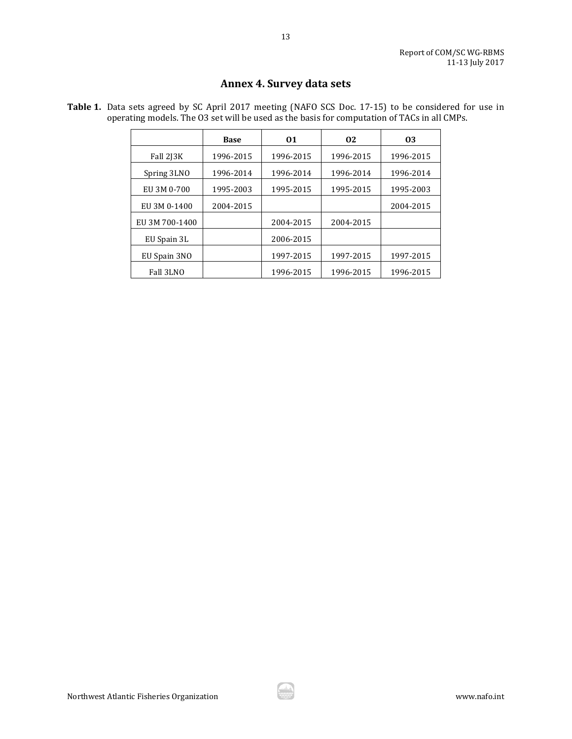# Annex 4. Survey data sets

**Table 1.** Data sets agreed by SC April 2017 meeting (NAFO SCS Doc. 17-15) to be considered for use in operating models. The O3 set will be used as the basis for computation of TACs in all CMPs.

| | **Base** | **O1** | **O2** | **O3** |
|---|---|---|---|---|
| Fall 2J3K | 1996-2015 | 1996-2015 | 1996-2015 | 1996-2015 |
| Spring 3LNO | 1996-2014 | 1996-2014 | 1996-2014 | 1996-2014 |
| EU 3M 0-700 | 1995-2003 | 1995-2015 | 1995-2015 | 1995-2003 |
| EU 3M 0-1400 | 2004-2015 | | | 2004-2015 |
| EU 3M 700-1400 | | 2004-2015 | 2004-2015 | |
| EU Spain 3L | | 2006-2015 | | |
| EU Spain 3NO | | 1997-2015 | 1997-2015 | 1997-2015 |
| Fall 3LNO | | 1996-2015 | 1996-2015 | 1996-2015 |